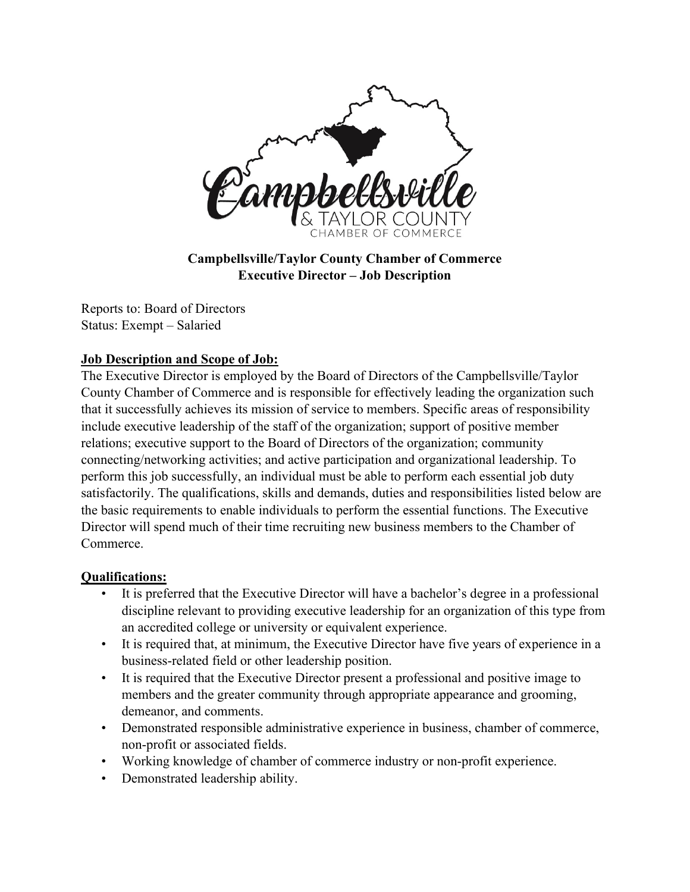**Campbellsville/Taylor County Chamber of Commerce**
**Executive Director – Job Description**

Reports to: Board of Directors
Status: Exempt – Salaried

**Job Description and Scope of Job:**

The Executive Director is employed by the Board of Directors of the Campbellsville/Taylor County Chamber of Commerce and is responsible for effectively leading the organization such that it successfully achieves its mission of service to members. Specific areas of responsibility include executive leadership of the staff of the organization; support of positive member relations; executive support to the Board of Directors of the organization; community connecting/networking activities; and active participation and organizational leadership. To perform this job successfully, an individual must be able to perform each essential job duty satisfactorily. The qualifications, skills and demands, duties and responsibilities listed below are the basic requirements to enable individuals to perform the essential functions. The Executive Director will spend much of their time recruiting new business members to the Chamber of Commerce.

**Qualifications:**

- It is preferred that the Executive Director will have a bachelor's degree in a professional discipline relevant to providing executive leadership for an organization of this type from an accredited college or university or equivalent experience.
- It is required that, at minimum, the Executive Director have five years of experience in a business-related field or other leadership position.
- It is required that the Executive Director present a professional and positive image to members and the greater community through appropriate appearance and grooming, demeanor, and comments.
- Demonstrated responsible administrative experience in business, chamber of commerce, non-profit or associated fields.
- Working knowledge of chamber of commerce industry or non-profit experience.
- Demonstrated leadership ability.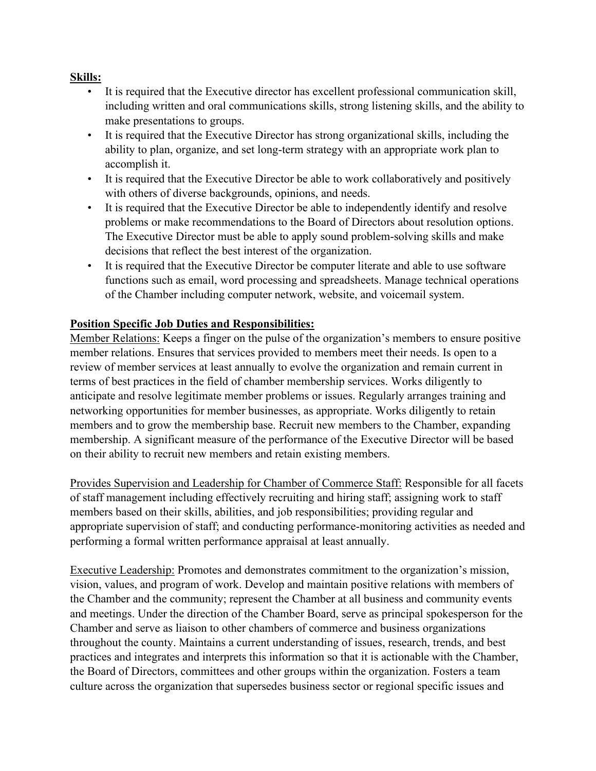**Skills:**

- It is required that the Executive director has excellent professional communication skill, including written and oral communications skills, strong listening skills, and the ability to make presentations to groups.
- It is required that the Executive Director has strong organizational skills, including the ability to plan, organize, and set long-term strategy with an appropriate work plan to accomplish it.
- It is required that the Executive Director be able to work collaboratively and positively with others of diverse backgrounds, opinions, and needs.
- It is required that the Executive Director be able to independently identify and resolve problems or make recommendations to the Board of Directors about resolution options. The Executive Director must be able to apply sound problem-solving skills and make decisions that reflect the best interest of the organization.
- It is required that the Executive Director be computer literate and able to use software functions such as email, word processing and spreadsheets. Manage technical operations of the Chamber including computer network, website, and voicemail system.

**Position Specific Job Duties and Responsibilities:**

Member Relations: Keeps a finger on the pulse of the organization's members to ensure positive member relations. Ensures that services provided to members meet their needs. Is open to a review of member services at least annually to evolve the organization and remain current in terms of best practices in the field of chamber membership services. Works diligently to anticipate and resolve legitimate member problems or issues. Regularly arranges training and networking opportunities for member businesses, as appropriate. Works diligently to retain members and to grow the membership base. Recruit new members to the Chamber, expanding membership. A significant measure of the performance of the Executive Director will be based on their ability to recruit new members and retain existing members.

Provides Supervision and Leadership for Chamber of Commerce Staff: Responsible for all facets of staff management including effectively recruiting and hiring staff; assigning work to staff members based on their skills, abilities, and job responsibilities; providing regular and appropriate supervision of staff; and conducting performance-monitoring activities as needed and performing a formal written performance appraisal at least annually.

Executive Leadership: Promotes and demonstrates commitment to the organization's mission, vision, values, and program of work. Develop and maintain positive relations with members of the Chamber and the community; represent the Chamber at all business and community events and meetings. Under the direction of the Chamber Board, serve as principal spokesperson for the Chamber and serve as liaison to other chambers of commerce and business organizations throughout the county. Maintains a current understanding of issues, research, trends, and best practices and integrates and interprets this information so that it is actionable with the Chamber, the Board of Directors, committees and other groups within the organization. Fosters a team culture across the organization that supersedes business sector or regional specific issues and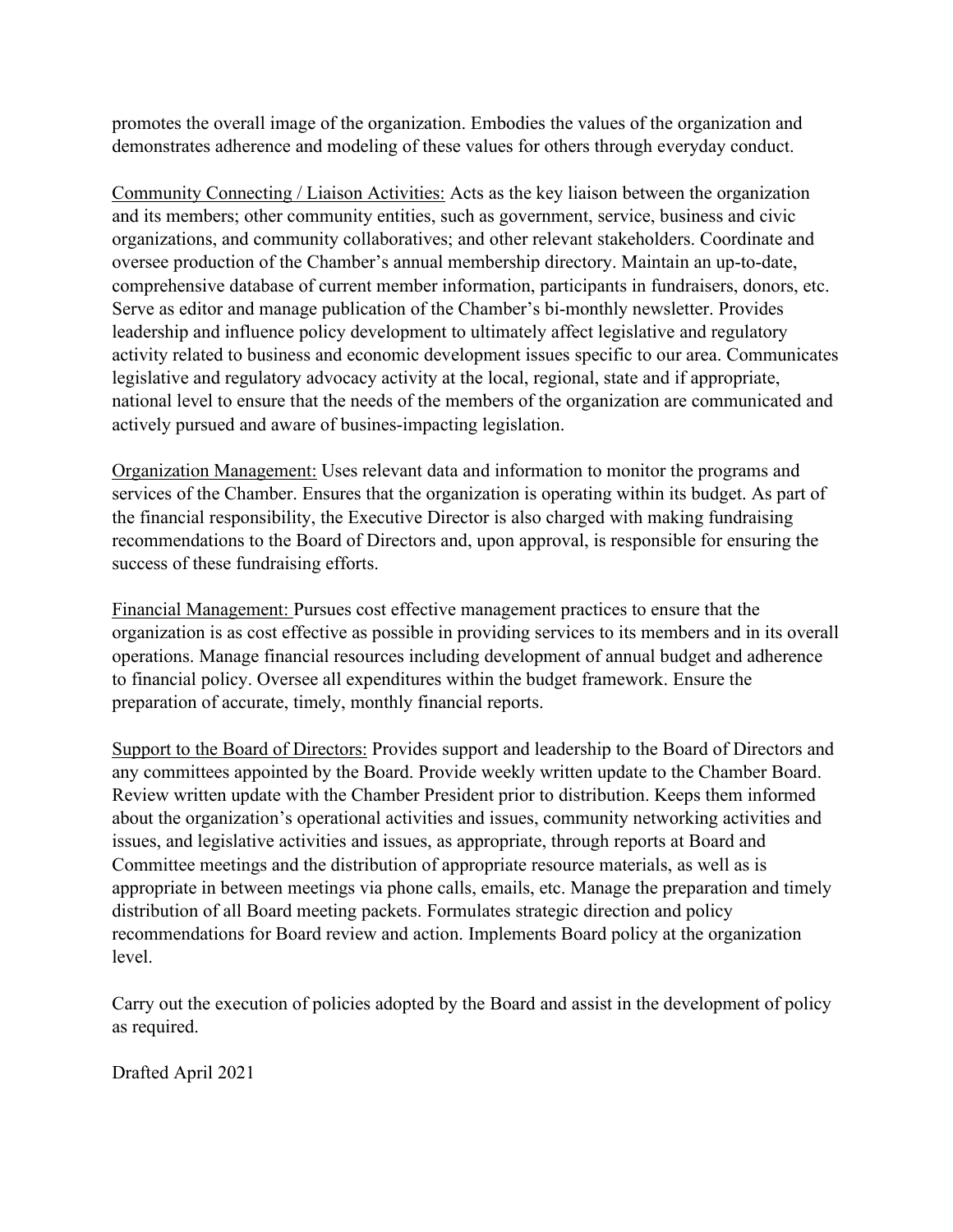promotes the overall image of the organization. Embodies the values of the organization and demonstrates adherence and modeling of these values for others through everyday conduct.

<u>Community Connecting / Liaison Activities:</u> Acts as the key liaison between the organization and its members; other community entities, such as government, service, business and civic organizations, and community collaboratives; and other relevant stakeholders. Coordinate and oversee production of the Chamber's annual membership directory. Maintain an up-to-date, comprehensive database of current member information, participants in fundraisers, donors, etc. Serve as editor and manage publication of the Chamber's bi-monthly newsletter. Provides leadership and influence policy development to ultimately affect legislative and regulatory activity related to business and economic development issues specific to our area. Communicates legislative and regulatory advocacy activity at the local, regional, state and if appropriate, national level to ensure that the needs of the members of the organization are communicated and actively pursued and aware of busines-impacting legislation.

<u>Organization Management:</u> Uses relevant data and information to monitor the programs and services of the Chamber. Ensures that the organization is operating within its budget. As part of the financial responsibility, the Executive Director is also charged with making fundraising recommendations to the Board of Directors and, upon approval, is responsible for ensuring the success of these fundraising efforts.

<u>Financial Management:</u> Pursues cost effective management practices to ensure that the organization is as cost effective as possible in providing services to its members and in its overall operations. Manage financial resources including development of annual budget and adherence to financial policy. Oversee all expenditures within the budget framework. Ensure the preparation of accurate, timely, monthly financial reports.

<u>Support to the Board of Directors:</u> Provides support and leadership to the Board of Directors and any committees appointed by the Board. Provide weekly written update to the Chamber Board. Review written update with the Chamber President prior to distribution. Keeps them informed about the organization's operational activities and issues, community networking activities and issues, and legislative activities and issues, as appropriate, through reports at Board and Committee meetings and the distribution of appropriate resource materials, as well as is appropriate in between meetings via phone calls, emails, etc. Manage the preparation and timely distribution of all Board meeting packets. Formulates strategic direction and policy recommendations for Board review and action. Implements Board policy at the organization level.

Carry out the execution of policies adopted by the Board and assist in the development of policy as required.

Drafted April 2021